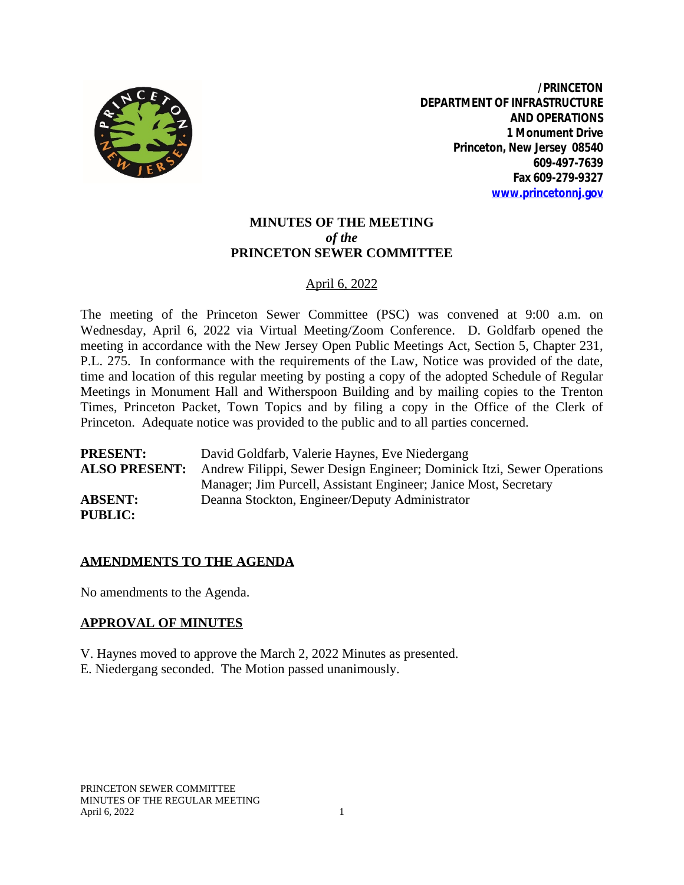/PRINCETON
**DEPARTMENT OF INFRASTRUCTURE AND OPERATIONS**
**1 Monument Drive**
**Princeton, New Jersey 08540**
**609-497-7639**
**Fax 609-279-9327**
**www.princetonnj.gov**

# MINUTES OF THE MEETING
*of the*
# PRINCETON SEWER COMMITTEE

April 6, 2022

The meeting of the Princeton Sewer Committee (PSC) was convened at 9:00 a.m. on Wednesday, April 6, 2022 via Virtual Meeting/Zoom Conference. D. Goldfarb opened the meeting in accordance with the New Jersey Open Public Meetings Act, Section 5, Chapter 231, P.L. 275. In conformance with the requirements of the Law, Notice was provided of the date, time and location of this regular meeting by posting a copy of the adopted Schedule of Regular Meetings in Monument Hall and Witherspoon Building and by mailing copies to the Trenton Times, Princeton Packet, Town Topics and by filing a copy in the Office of the Clerk of Princeton. Adequate notice was provided to the public and to all parties concerned.

**PRESENT:** David Goldfarb, Valerie Haynes, Eve Niedergang
**ALSO PRESENT:** Andrew Filippi, Sewer Design Engineer; Dominick Itzi, Sewer Operations Manager; Jim Purcell, Assistant Engineer; Janice Most, Secretary
**ABSENT:** Deanna Stockton, Engineer/Deputy Administrator
**PUBLIC:**

## AMENDMENTS TO THE AGENDA

No amendments to the Agenda.

## APPROVAL OF MINUTES

V. Haynes moved to approve the March 2, 2022 Minutes as presented.
E. Niedergang seconded. The Motion passed unanimously.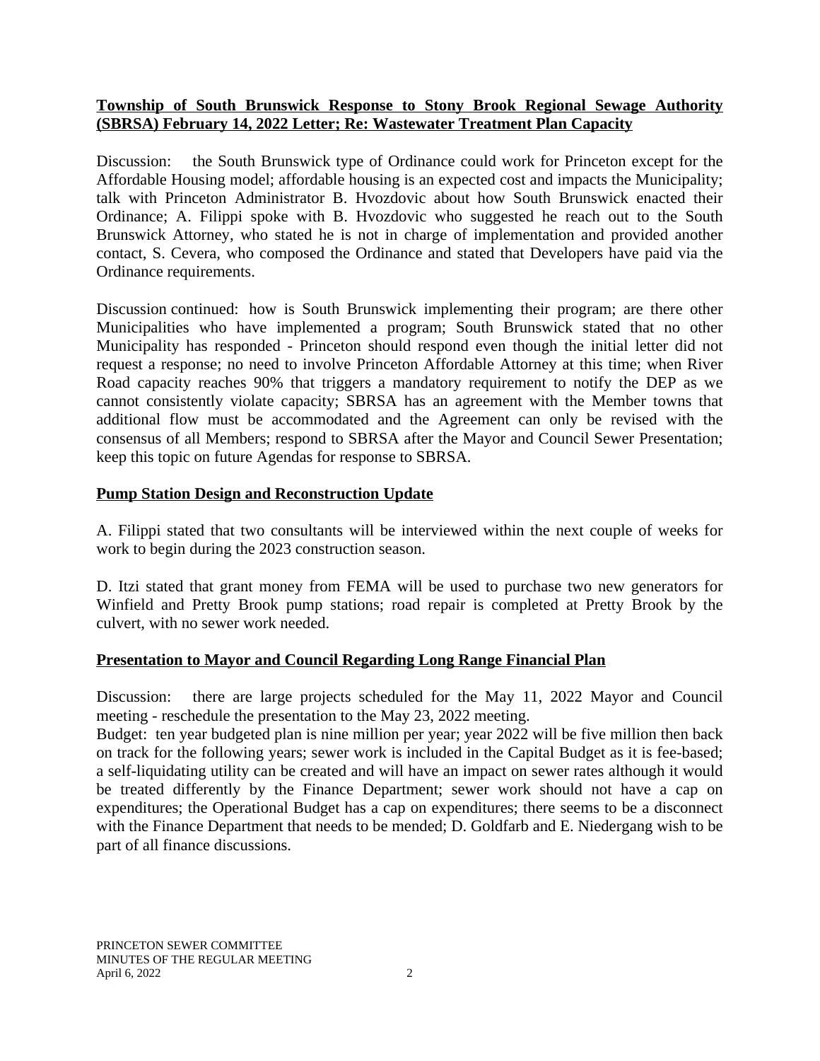**Township of South Brunswick Response to Stony Brook Regional Sewage Authority (SBRSA) February 14, 2022 Letter; Re: Wastewater Treatment Plan Capacity**

Discussion: the South Brunswick type of Ordinance could work for Princeton except for the Affordable Housing model; affordable housing is an expected cost and impacts the Municipality; talk with Princeton Administrator B. Hvozdovic about how South Brunswick enacted their Ordinance; A. Filippi spoke with B. Hvozdovic who suggested he reach out to the South Brunswick Attorney, who stated he is not in charge of implementation and provided another contact, S. Cevera, who composed the Ordinance and stated that Developers have paid via the Ordinance requirements.

Discussion continued: how is South Brunswick implementing their program; are there other Municipalities who have implemented a program; South Brunswick stated that no other Municipality has responded - Princeton should respond even though the initial letter did not request a response; no need to involve Princeton Affordable Attorney at this time; when River Road capacity reaches 90% that triggers a mandatory requirement to notify the DEP as we cannot consistently violate capacity; SBRSA has an agreement with the Member towns that additional flow must be accommodated and the Agreement can only be revised with the consensus of all Members; respond to SBRSA after the Mayor and Council Sewer Presentation; keep this topic on future Agendas for response to SBRSA.

**Pump Station Design and Reconstruction Update**

A. Filippi stated that two consultants will be interviewed within the next couple of weeks for work to begin during the 2023 construction season.

D. Itzi stated that grant money from FEMA will be used to purchase two new generators for Winfield and Pretty Brook pump stations; road repair is completed at Pretty Brook by the culvert, with no sewer work needed.

**Presentation to Mayor and Council Regarding Long Range Financial Plan**

Discussion: there are large projects scheduled for the May 11, 2022 Mayor and Council meeting - reschedule the presentation to the May 23, 2022 meeting.
Budget: ten year budgeted plan is nine million per year; year 2022 will be five million then back on track for the following years; sewer work is included in the Capital Budget as it is fee-based; a self-liquidating utility can be created and will have an impact on sewer rates although it would be treated differently by the Finance Department; sewer work should not have a cap on expenditures; the Operational Budget has a cap on expenditures; there seems to be a disconnect with the Finance Department that needs to be mended; D. Goldfarb and E. Niedergang wish to be part of all finance discussions.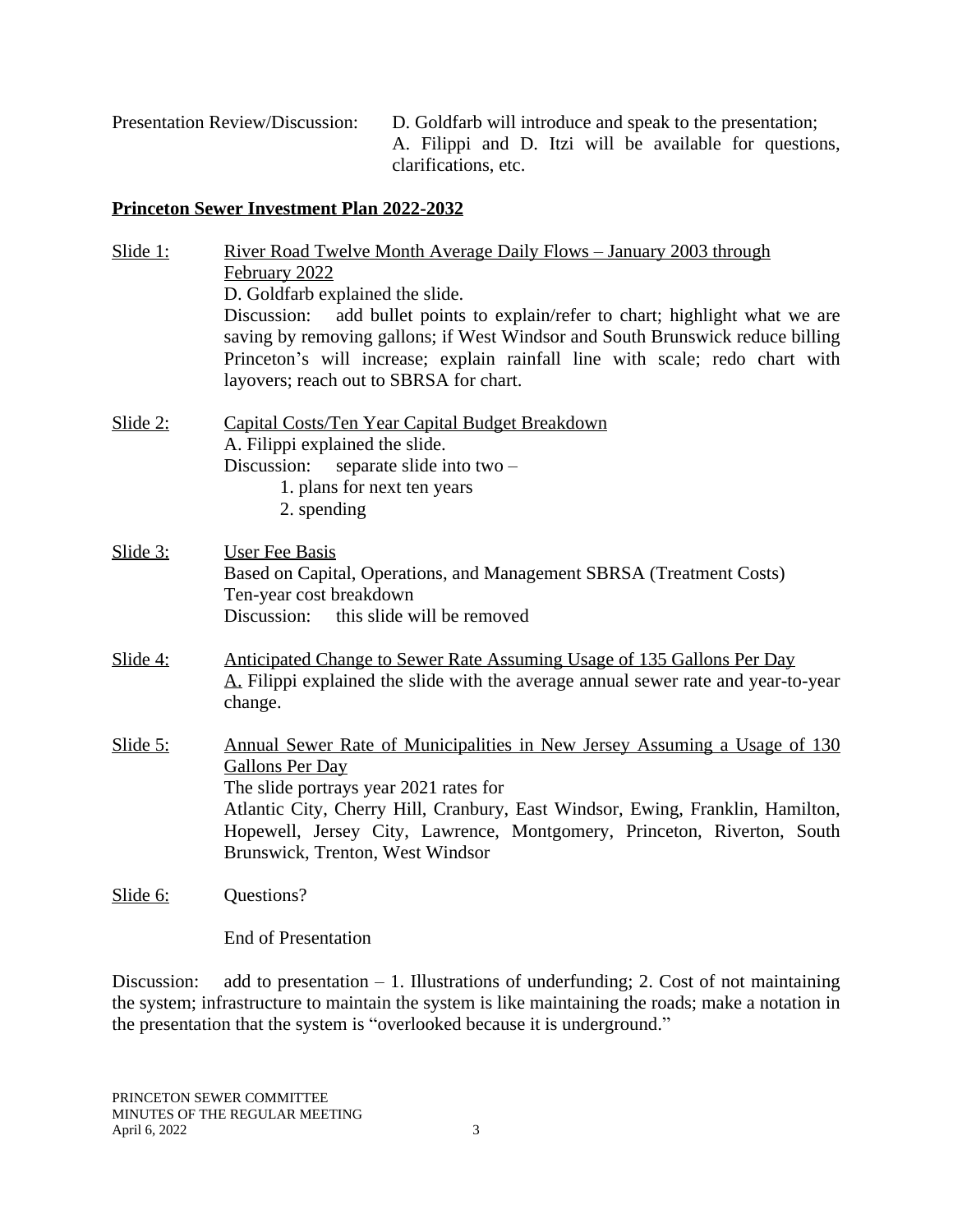Presentation Review/Discussion: D. Goldfarb will introduce and speak to the presentation; A. Filippi and D. Itzi will be available for questions, clarifications, etc.

**<u>Princeton Sewer Investment Plan 2022-2032</u>**

<u>Slide 1:</u> <u>River Road Twelve Month Average Daily Flows – January 2003 through February 2022</u>
D. Goldfarb explained the slide.
Discussion: add bullet points to explain/refer to chart; highlight what we are saving by removing gallons; if West Windsor and South Brunswick reduce billing Princeton's will increase; explain rainfall line with scale; redo chart with layovers; reach out to SBRSA for chart.

<u>Slide 2:</u> <u>Capital Costs/Ten Year Capital Budget Breakdown</u>
A. Filippi explained the slide.
Discussion: separate slide into two –
1. plans for next ten years
2. spending

<u>Slide 3:</u> <u>User Fee Basis</u>
Based on Capital, Operations, and Management SBRSA (Treatment Costs)
Ten-year cost breakdown
Discussion: this slide will be removed

<u>Slide 4:</u> <u>Anticipated Change to Sewer Rate Assuming Usage of 135 Gallons Per Day</u>
<u>A.</u> Filippi explained the slide with the average annual sewer rate and year-to-year change.

<u>Slide 5:</u> <u>Annual Sewer Rate of Municipalities in New Jersey Assuming a Usage of 130 Gallons Per Day</u>
The slide portrays year 2021 rates for
Atlantic City, Cherry Hill, Cranbury, East Windsor, Ewing, Franklin, Hamilton, Hopewell, Jersey City, Lawrence, Montgomery, Princeton, Riverton, South Brunswick, Trenton, West Windsor

<u>Slide 6:</u> Questions?

End of Presentation

Discussion: add to presentation – 1. Illustrations of underfunding; 2. Cost of not maintaining the system; infrastructure to maintain the system is like maintaining the roads; make a notation in the presentation that the system is "overlooked because it is underground."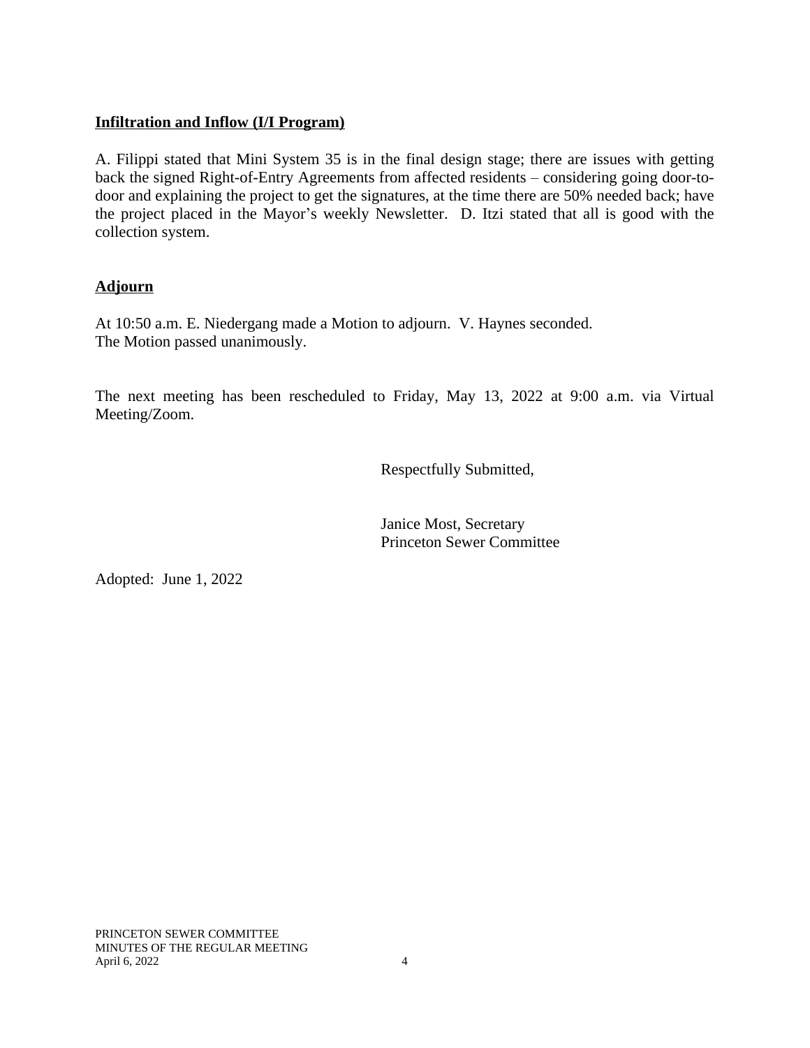**Infiltration and Inflow (I/I Program)**

A. Filippi stated that Mini System 35 is in the final design stage; there are issues with getting back the signed Right-of-Entry Agreements from affected residents – considering going door-to-door and explaining the project to get the signatures, at the time there are 50% needed back; have the project placed in the Mayor's weekly Newsletter. D. Itzi stated that all is good with the collection system.

**Adjourn**

At 10:50 a.m. E. Niedergang made a Motion to adjourn. V. Haynes seconded.
The Motion passed unanimously.

The next meeting has been rescheduled to Friday, May 13, 2022 at 9:00 a.m. via Virtual Meeting/Zoom.

Respectfully Submitted,

Janice Most, Secretary
Princeton Sewer Committee

Adopted: June 1, 2022